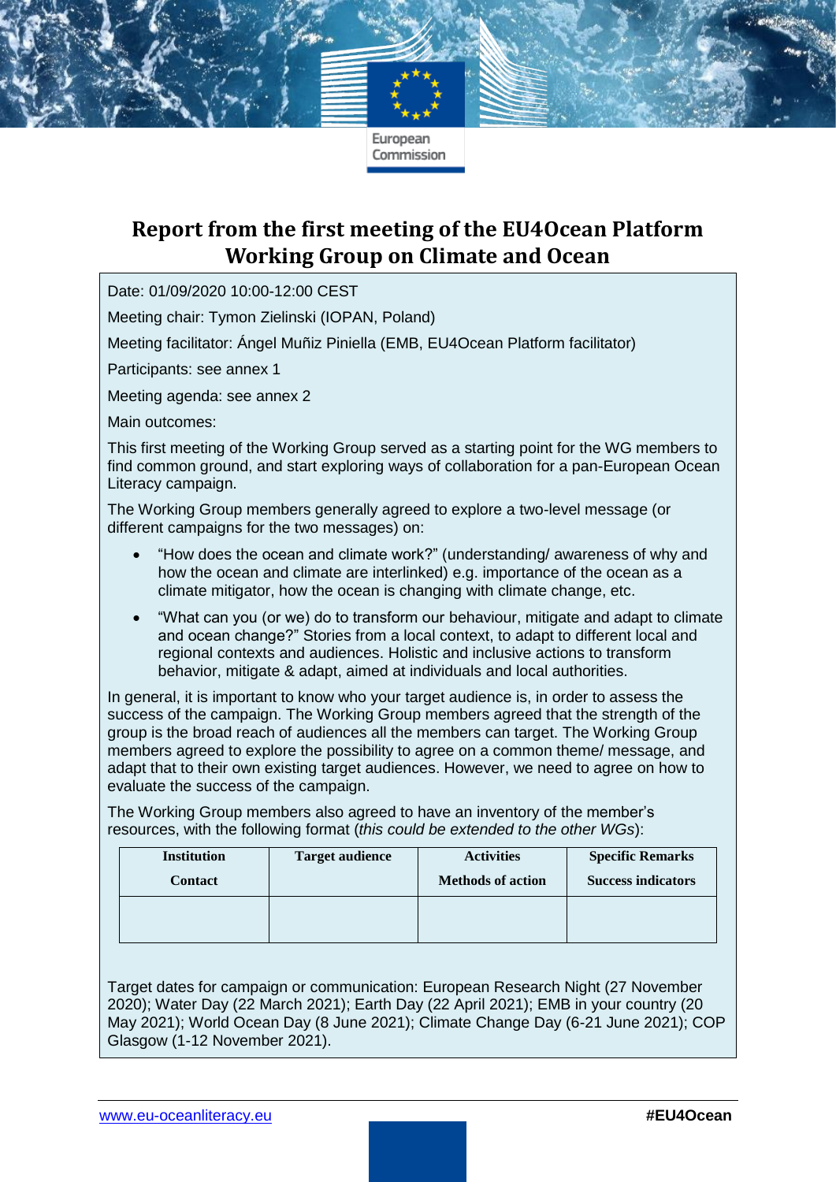# Report from the first meeting of the EU4Ocean Platform Working Group on Climate and Ocean

Date: 01/09/2020 10:00-12:00 CEST

Meeting chair: Tymon Zielinski (IOPAN, Poland)

Meeting facilitator: Ángel Muñiz Piniella (EMB, EU4Ocean Platform facilitator)

Participants: see annex 1

Meeting agenda: see annex 2

Main outcomes:

This first meeting of the Working Group served as a starting point for the WG members to find common ground, and start exploring ways of collaboration for a pan-European Ocean Literacy campaign.

The Working Group members generally agreed to explore a two-level message (or different campaigns for the two messages) on:

- "How does the ocean and climate work?" (understanding/ awareness of why and how the ocean and climate are interlinked) e.g. importance of the ocean as a climate mitigator, how the ocean is changing with climate change, etc.
- "What can you (or we) do to transform our behaviour, mitigate and adapt to climate and ocean change?" Stories from a local context, to adapt to different local and regional contexts and audiences. Holistic and inclusive actions to transform behavior, mitigate & adapt, aimed at individuals and local authorities.

In general, it is important to know who your target audience is, in order to assess the success of the campaign. The Working Group members agreed that the strength of the group is the broad reach of audiences all the members can target. The Working Group members agreed to explore the possibility to agree on a common theme/ message, and adapt that to their own existing target audiences. However, we need to agree on how to evaluate the success of the campaign.

The Working Group members also agreed to have an inventory of the member's resources, with the following format (*this could be extended to the other WGs*):

| Institution<br>Contact | Target audience | Activities<br>Methods of action | Specific Remarks<br>Success indicators |
|---|---|---|---|
| | | | |

Target dates for campaign or communication: European Research Night (27 November 2020); Water Day (22 March 2021); Earth Day (22 April 2021); EMB in your country (20 May 2021); World Ocean Day (8 June 2021); Climate Change Day (6-21 June 2021); COP Glasgow (1-12 November 2021).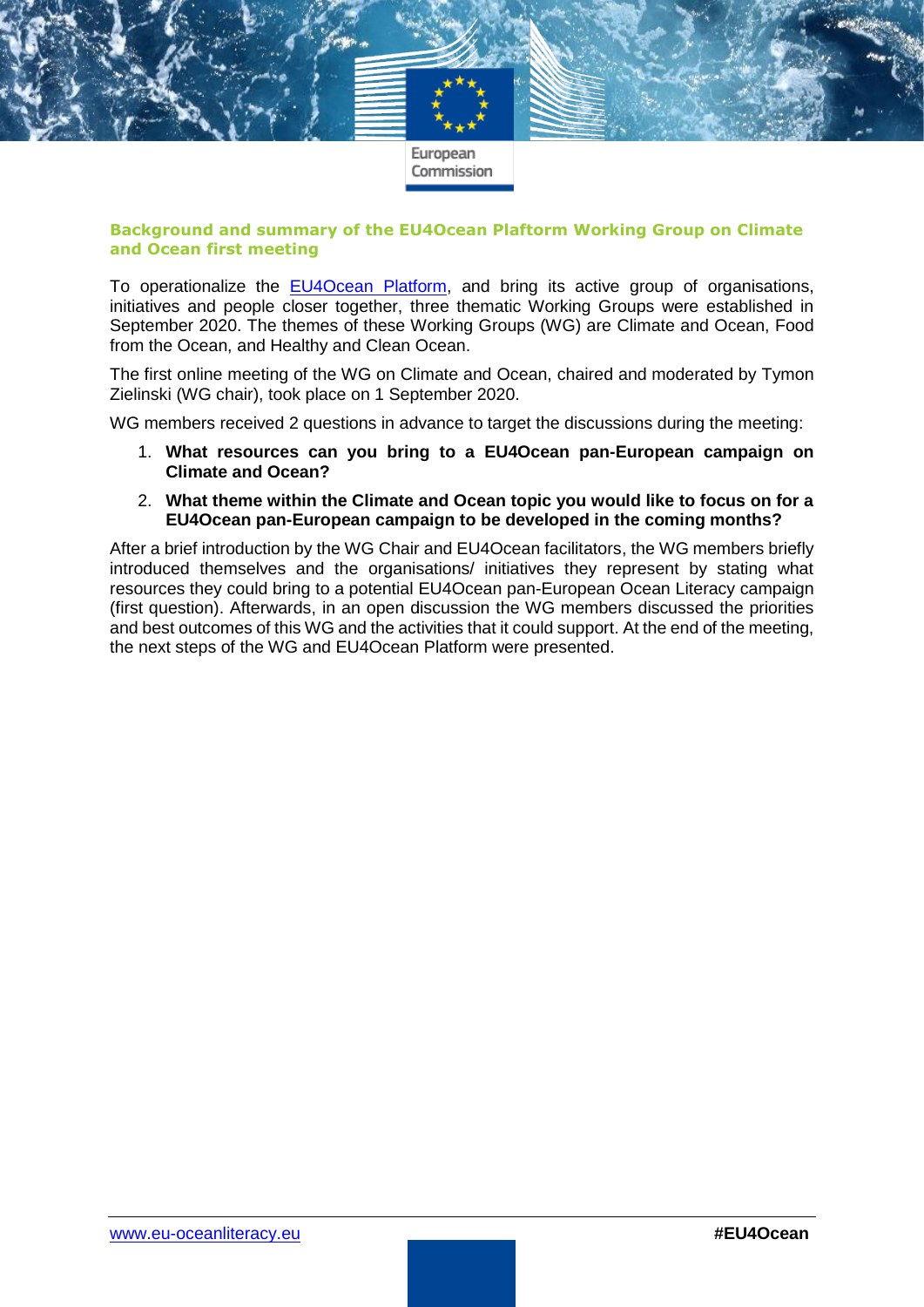## Background and summary of the EU4Ocean Plaftorm Working Group on Climate and Ocean first meeting

To operationalize the [EU4Ocean Platform](), and bring its active group of organisations, initiatives and people closer together, three thematic Working Groups were established in September 2020. The themes of these Working Groups (WG) are Climate and Ocean, Food from the Ocean, and Healthy and Clean Ocean.

The first online meeting of the WG on Climate and Ocean, chaired and moderated by Tymon Zielinski (WG chair), took place on 1 September 2020.

WG members received 2 questions in advance to target the discussions during the meeting:

1. **What resources can you bring to a EU4Ocean pan-European campaign on Climate and Ocean?**
2. **What theme within the Climate and Ocean topic you would like to focus on for a EU4Ocean pan-European campaign to be developed in the coming months?**

After a brief introduction by the WG Chair and EU4Ocean facilitators, the WG members briefly introduced themselves and the organisations/ initiatives they represent by stating what resources they could bring to a potential EU4Ocean pan-European Ocean Literacy campaign (first question). Afterwards, in an open discussion the WG members discussed the priorities and best outcomes of this WG and the activities that it could support. At the end of the meeting, the next steps of the WG and EU4Ocean Platform were presented.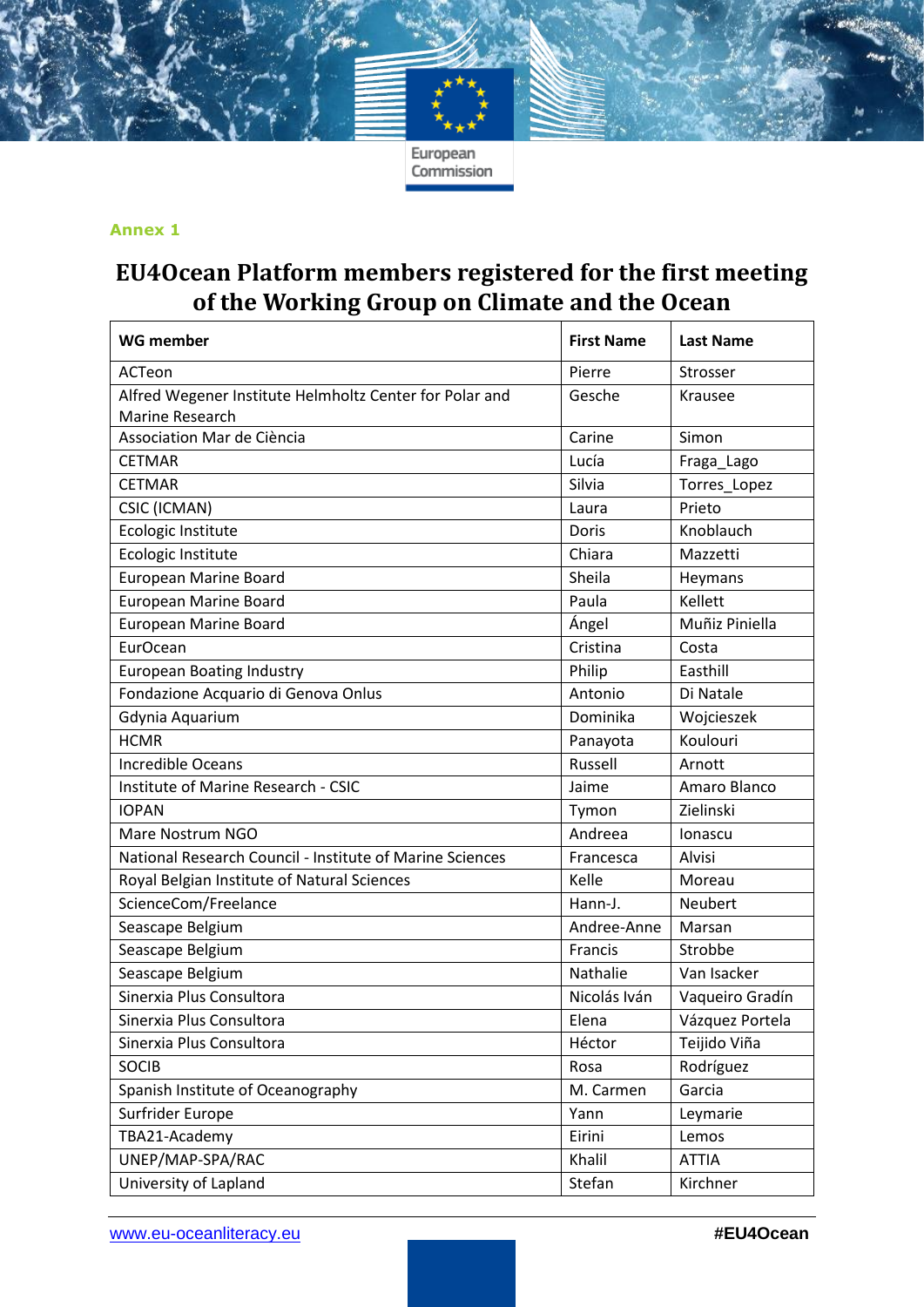Annex 1

# EU4Ocean Platform members registered for the first meeting of the Working Group on Climate and the Ocean

| WG member | First Name | Last Name |
|---|---|---|
| ACTeon | Pierre | Strosser |
| Alfred Wegener Institute Helmholtz Center for Polar and Marine Research | Gesche | Krausee |
| Association Mar de Ciència | Carine | Simon |
| CETMAR | Lucía | Fraga_Lago |
| CETMAR | Silvia | Torres_Lopez |
| CSIC (ICMAN) | Laura | Prieto |
| Ecologic Institute | Doris | Knoblauch |
| Ecologic Institute | Chiara | Mazzetti |
| European Marine Board | Sheila | Heymans |
| European Marine Board | Paula | Kellett |
| European Marine Board | Ángel | Muñiz Piniella |
| EurOcean | Cristina | Costa |
| European Boating Industry | Philip | Easthill |
| Fondazione Acquario di Genova Onlus | Antonio | Di Natale |
| Gdynia Aquarium | Dominika | Wojcieszek |
| HCMR | Panayota | Koulouri |
| Incredible Oceans | Russell | Arnott |
| Institute of Marine Research - CSIC | Jaime | Amaro Blanco |
| IOPAN | Tymon | Zielinski |
| Mare Nostrum NGO | Andreea | Ionascu |
| National Research Council - Institute of Marine Sciences | Francesca | Alvisi |
| Royal Belgian Institute of Natural Sciences | Kelle | Moreau |
| ScienceCom/Freelance | Hann-J. | Neubert |
| Seascape Belgium | Andree-Anne | Marsan |
| Seascape Belgium | Francis | Strobbe |
| Seascape Belgium | Nathalie | Van Isacker |
| Sinerxia Plus Consultora | Nicolás Iván | Vaqueiro Gradín |
| Sinerxia Plus Consultora | Elena | Vázquez Portela |
| Sinerxia Plus Consultora | Héctor | Teijido Viña |
| SOCIB | Rosa | Rodríguez |
| Spanish Institute of Oceanography | M. Carmen | Garcia |
| Surfrider Europe | Yann | Leymarie |
| TBA21-Academy | Eirini | Lemos |
| UNEP/MAP-SPA/RAC | Khalil | ATTIA |
| University of Lapland | Stefan | Kirchner |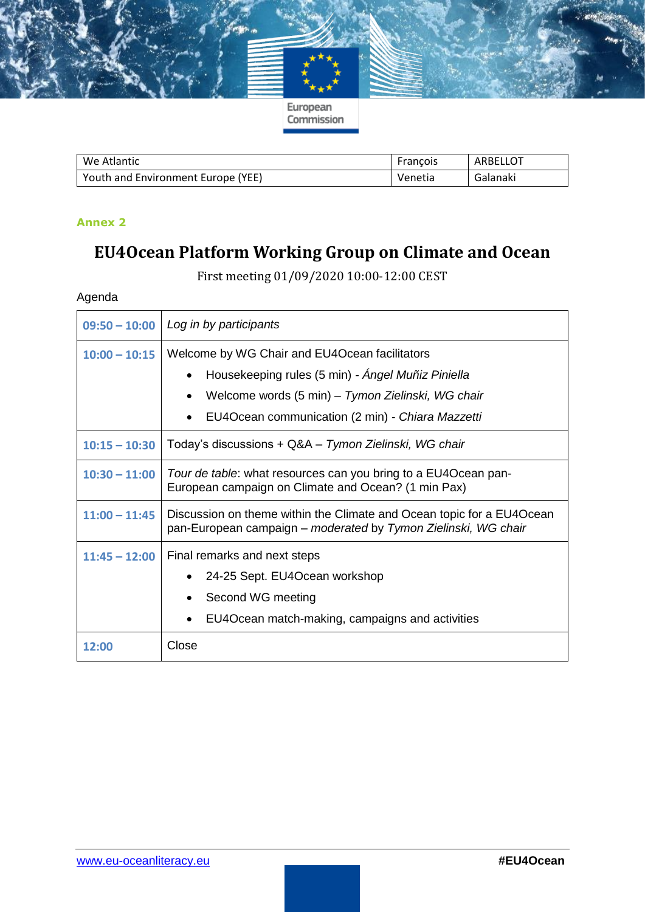| | | |
|---|---|---|
| We Atlantic | François | ARBELLOT |
| Youth and Environment Europe (YEE) | Venetia | Galanaki |

**Annex 2**

# EU4Ocean Platform Working Group on Climate and Ocean

First meeting 01/09/2020 10:00-12:00 CEST

Agenda

| | |
|---|---|
| **09:50 – 10:00** | *Log in by participants* |
| **10:00 – 10:15** | Welcome by WG Chair and EU4Ocean facilitators<br>• Housekeeping rules (5 min) - *Ángel Muñiz Piniella*<br>• Welcome words (5 min) – *Tymon Zielinski, WG chair*<br>• EU4Ocean communication (2 min) - *Chiara Mazzetti* |
| **10:15 – 10:30** | Today's discussions + Q&A – *Tymon Zielinski, WG chair* |
| **10:30 – 11:00** | *Tour de table*: what resources can you bring to a EU4Ocean pan-European campaign on Climate and Ocean? (1 min Pax) |
| **11:00 – 11:45** | Discussion on theme within the Climate and Ocean topic for a EU4Ocean pan-European campaign – *moderated* by *Tymon Zielinski, WG chair* |
| **11:45 – 12:00** | Final remarks and next steps<br>• 24-25 Sept. EU4Ocean workshop<br>• Second WG meeting<br>• EU4Ocean match-making, campaigns and activities |
| **12:00** | Close |